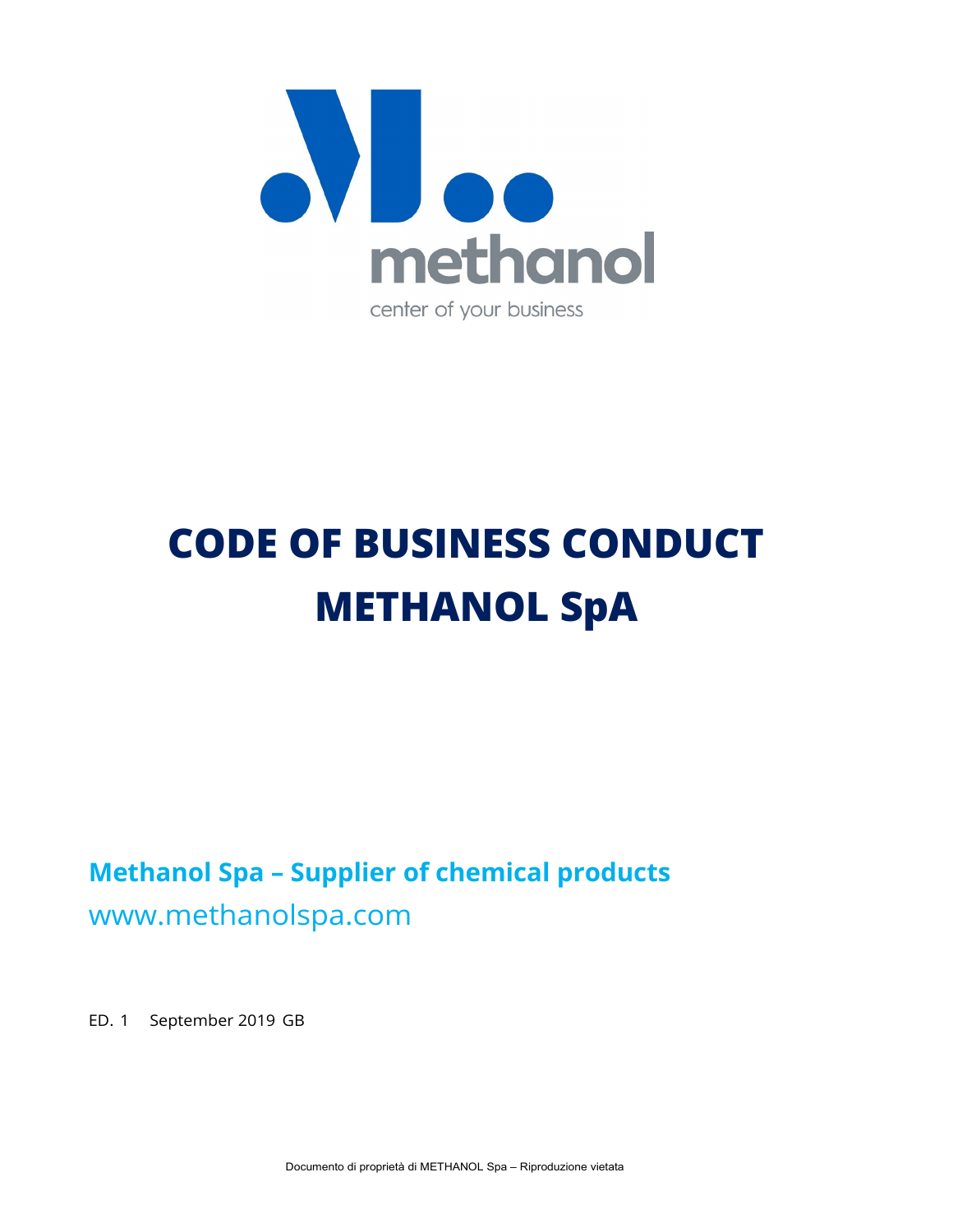methanol

center of your business

# CODE OF BUSINESS CONDUCT METHANOL SpA

**Methanol Spa – Supplier of chemical products**

www.methanolspa.com

ED. 1 September 2019 GB

Documento di proprietà di METHANOL Spa – Riproduzione vietata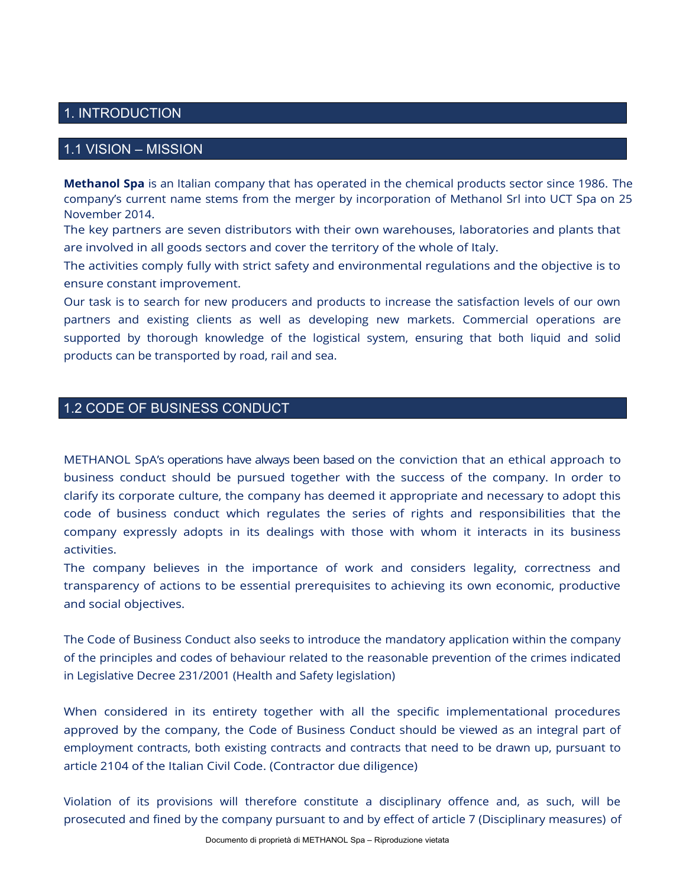# 1. INTRODUCTION

## 1.1 VISION – MISSION

**Methanol Spa** is an Italian company that has operated in the chemical products sector since 1986. The company's current name stems from the merger by incorporation of Methanol Srl into UCT Spa on 25 November 2014.

The key partners are seven distributors with their own warehouses, laboratories and plants that are involved in all goods sectors and cover the territory of the whole of Italy.

The activities comply fully with strict safety and environmental regulations and the objective is to ensure constant improvement.

Our task is to search for new producers and products to increase the satisfaction levels of our own partners and existing clients as well as developing new markets. Commercial operations are supported by thorough knowledge of the logistical system, ensuring that both liquid and solid products can be transported by road, rail and sea.

## 1.2 CODE OF BUSINESS CONDUCT

METHANOL SpA's operations have always been based on the conviction that an ethical approach to business conduct should be pursued together with the success of the company. In order to clarify its corporate culture, the company has deemed it appropriate and necessary to adopt this code of business conduct which regulates the series of rights and responsibilities that the company expressly adopts in its dealings with those with whom it interacts in its business activities.

The company believes in the importance of work and considers legality, correctness and transparency of actions to be essential prerequisites to achieving its own economic, productive and social objectives.

The Code of Business Conduct also seeks to introduce the mandatory application within the company of the principles and codes of behaviour related to the reasonable prevention of the crimes indicated in Legislative Decree 231/2001 (Health and Safety legislation)

When considered in its entirety together with all the specific implementational procedures approved by the company, the Code of Business Conduct should be viewed as an integral part of employment contracts, both existing contracts and contracts that need to be drawn up, pursuant to article 2104 of the Italian Civil Code. (Contractor due diligence)

Violation of its provisions will therefore constitute a disciplinary offence and, as such, will be prosecuted and fined by the company pursuant to and by effect of article 7 (Disciplinary measures) of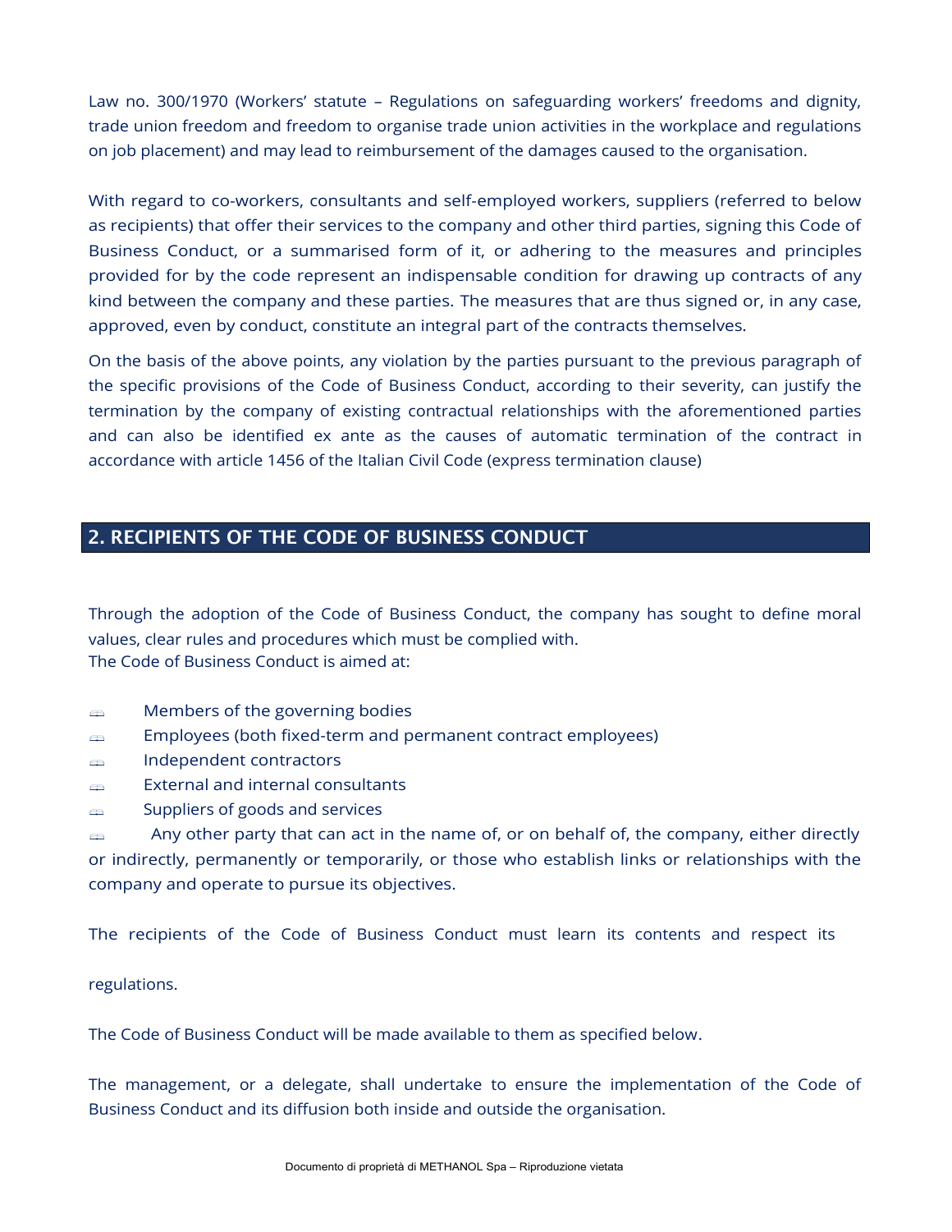Law no. 300/1970 (Workers' statute – Regulations on safeguarding workers' freedoms and dignity, trade union freedom and freedom to organise trade union activities in the workplace and regulations on job placement) and may lead to reimbursement of the damages caused to the organisation.

With regard to co-workers, consultants and self-employed workers, suppliers (referred to below as recipients) that offer their services to the company and other third parties, signing this Code of Business Conduct, or a summarised form of it, or adhering to the measures and principles provided for by the code represent an indispensable condition for drawing up contracts of any kind between the company and these parties. The measures that are thus signed or, in any case, approved, even by conduct, constitute an integral part of the contracts themselves.

On the basis of the above points, any violation by the parties pursuant to the previous paragraph of the specific provisions of the Code of Business Conduct, according to their severity, can justify the termination by the company of existing contractual relationships with the aforementioned parties and can also be identified ex ante as the causes of automatic termination of the contract in accordance with article 1456 of the Italian Civil Code (express termination clause)

## 2. RECIPIENTS OF THE CODE OF BUSINESS CONDUCT

Through the adoption of the Code of Business Conduct, the company has sought to define moral values, clear rules and procedures which must be complied with.
The Code of Business Conduct is aimed at:

- Members of the governing bodies
- Employees (both fixed-term and permanent contract employees)
- Independent contractors
- External and internal consultants
- Suppliers of goods and services
- Any other party that can act in the name of, or on behalf of, the company, either directly or indirectly, permanently or temporarily, or those who establish links or relationships with the company and operate to pursue its objectives.

The recipients of the Code of Business Conduct must learn its contents and respect its regulations.

The Code of Business Conduct will be made available to them as specified below.

The management, or a delegate, shall undertake to ensure the implementation of the Code of Business Conduct and its diffusion both inside and outside the organisation.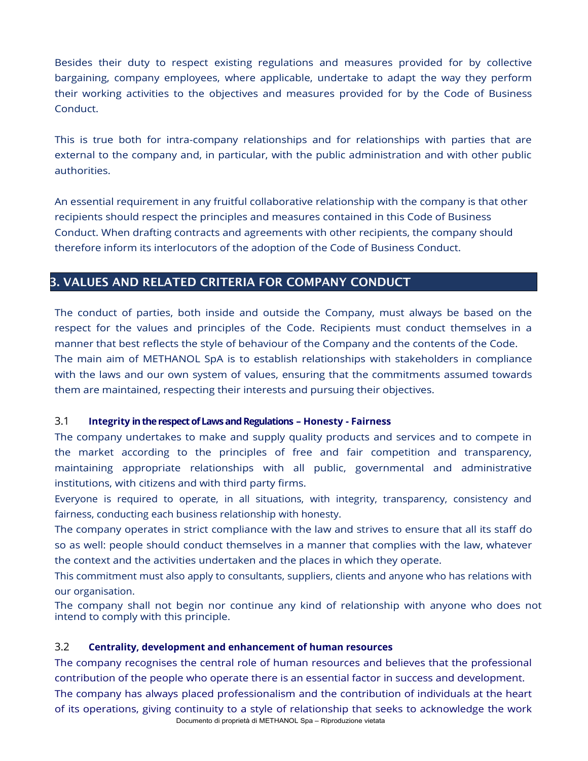Besides their duty to respect existing regulations and measures provided for by collective bargaining, company employees, where applicable, undertake to adapt the way they perform their working activities to the objectives and measures provided for by the Code of Business Conduct.

This is true both for intra-company relationships and for relationships with parties that are external to the company and, in particular, with the public administration and with other public authorities.

An essential requirement in any fruitful collaborative relationship with the company is that other recipients should respect the principles and measures contained in this Code of Business Conduct. When drafting contracts and agreements with other recipients, the company should therefore inform its interlocutors of the adoption of the Code of Business Conduct.

## 3. VALUES AND RELATED CRITERIA FOR COMPANY CONDUCT

The conduct of parties, both inside and outside the Company, must always be based on the respect for the values and principles of the Code. Recipients must conduct themselves in a manner that best reflects the style of behaviour of the Company and the contents of the Code.
The main aim of METHANOL SpA is to establish relationships with stakeholders in compliance with the laws and our own system of values, ensuring that the commitments assumed towards them are maintained, respecting their interests and pursuing their objectives.

### 3.1 Integrity in the respect of Laws and Regulations – Honesty - Fairness

The company undertakes to make and supply quality products and services and to compete in the market according to the principles of free and fair competition and transparency, maintaining appropriate relationships with all public, governmental and administrative institutions, with citizens and with third party firms.
Everyone is required to operate, in all situations, with integrity, transparency, consistency and fairness, conducting each business relationship with honesty.
The company operates in strict compliance with the law and strives to ensure that all its staff do so as well: people should conduct themselves in a manner that complies with the law, whatever the context and the activities undertaken and the places in which they operate.
This commitment must also apply to consultants, suppliers, clients and anyone who has relations with our organisation.
The company shall not begin nor continue any kind of relationship with anyone who does not intend to comply with this principle.

### 3.2 Centrality, development and enhancement of human resources

The company recognises the central role of human resources and believes that the professional contribution of the people who operate there is an essential factor in success and development.
The company has always placed professionalism and the contribution of individuals at the heart of its operations, giving continuity to a style of relationship that seeks to acknowledge the work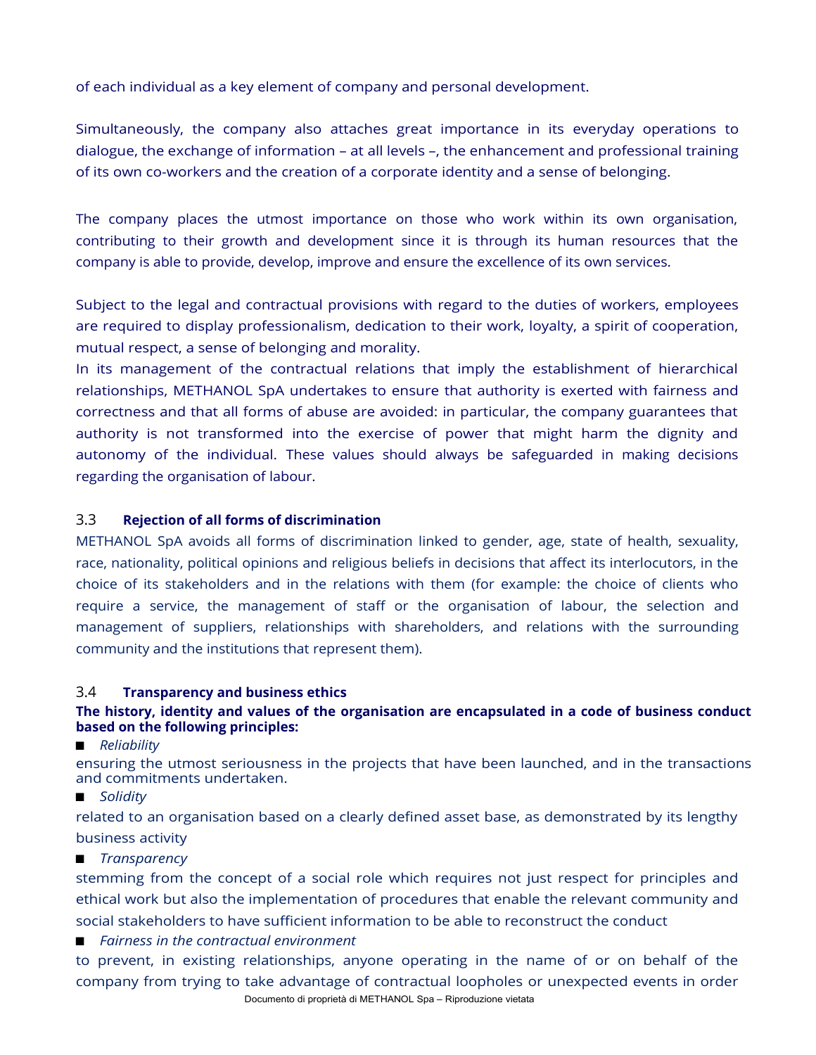of each individual as a key element of company and personal development.

Simultaneously, the company also attaches great importance in its everyday operations to dialogue, the exchange of information – at all levels –, the enhancement and professional training of its own co-workers and the creation of a corporate identity and a sense of belonging.

The company places the utmost importance on those who work within its own organisation, contributing to their growth and development since it is through its human resources that the company is able to provide, develop, improve and ensure the excellence of its own services.

Subject to the legal and contractual provisions with regard to the duties of workers, employees are required to display professionalism, dedication to their work, loyalty, a spirit of cooperation, mutual respect, a sense of belonging and morality.

In its management of the contractual relations that imply the establishment of hierarchical relationships, METHANOL SpA undertakes to ensure that authority is exerted with fairness and correctness and that all forms of abuse are avoided: in particular, the company guarantees that authority is not transformed into the exercise of power that might harm the dignity and autonomy of the individual. These values should always be safeguarded in making decisions regarding the organisation of labour.

### 3.3 **Rejection of all forms of discrimination**

METHANOL SpA avoids all forms of discrimination linked to gender, age, state of health, sexuality, race, nationality, political opinions and religious beliefs in decisions that affect its interlocutors, in the choice of its stakeholders and in the relations with them (for example: the choice of clients who require a service, the management of staff or the organisation of labour, the selection and management of suppliers, relationships with shareholders, and relations with the surrounding community and the institutions that represent them).

### 3.4 **Transparency and business ethics**

**The history, identity and values of the organisation are encapsulated in a code of business conduct based on the following principles:**

- *Reliability*

ensuring the utmost seriousness in the projects that have been launched, and in the transactions and commitments undertaken.

- *Solidity*

related to an organisation based on a clearly defined asset base, as demonstrated by its lengthy business activity

- *Transparency*

stemming from the concept of a social role which requires not just respect for principles and ethical work but also the implementation of procedures that enable the relevant community and social stakeholders to have sufficient information to be able to reconstruct the conduct

- *Fairness in the contractual environment*

to prevent, in existing relationships, anyone operating in the name of or on behalf of the company from trying to take advantage of contractual loopholes or unexpected events in order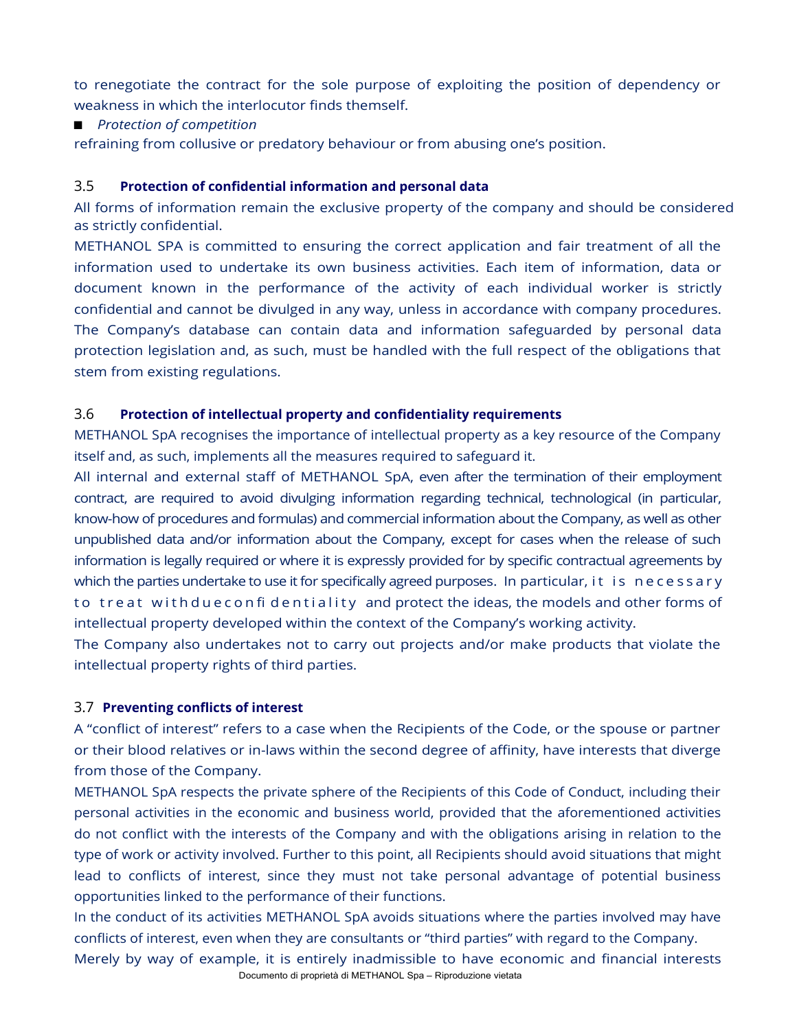to renegotiate the contract for the sole purpose of exploiting the position of dependency or weakness in which the interlocutor finds themself.

- *Protection of competition*

refraining from collusive or predatory behaviour or from abusing one's position.

### 3.5 **Protection of confidential information and personal data**

All forms of information remain the exclusive property of the company and should be considered as strictly confidential.

METHANOL SPA is committed to ensuring the correct application and fair treatment of all the information used to undertake its own business activities. Each item of information, data or document known in the performance of the activity of each individual worker is strictly confidential and cannot be divulged in any way, unless in accordance with company procedures. The Company's database can contain data and information safeguarded by personal data protection legislation and, as such, must be handled with the full respect of the obligations that stem from existing regulations.

### 3.6 **Protection of intellectual property and confidentiality requirements**

METHANOL SpA recognises the importance of intellectual property as a key resource of the Company itself and, as such, implements all the measures required to safeguard it.

All internal and external staff of METHANOL SpA, even after the termination of their employment contract, are required to avoid divulging information regarding technical, technological (in particular, know-how of procedures and formulas) and commercial information about the Company, as well as other unpublished data and/or information about the Company, except for cases when the release of such information is legally required or where it is expressly provided for by specific contractual agreements by which the parties undertake to use it for specifically agreed purposes. In particular, it is necessary to treat with due confidentiality and protect the ideas, the models and other forms of intellectual property developed within the context of the Company's working activity.

The Company also undertakes not to carry out projects and/or make products that violate the intellectual property rights of third parties.

### 3.7 **Preventing conflicts of interest**

A "conflict of interest" refers to a case when the Recipients of the Code, or the spouse or partner or their blood relatives or in-laws within the second degree of affinity, have interests that diverge from those of the Company.

METHANOL SpA respects the private sphere of the Recipients of this Code of Conduct, including their personal activities in the economic and business world, provided that the aforementioned activities do not conflict with the interests of the Company and with the obligations arising in relation to the type of work or activity involved. Further to this point, all Recipients should avoid situations that might lead to conflicts of interest, since they must not take personal advantage of potential business opportunities linked to the performance of their functions.

In the conduct of its activities METHANOL SpA avoids situations where the parties involved may have conflicts of interest, even when they are consultants or "third parties" with regard to the Company.

Merely by way of example, it is entirely inadmissible to have economic and financial interests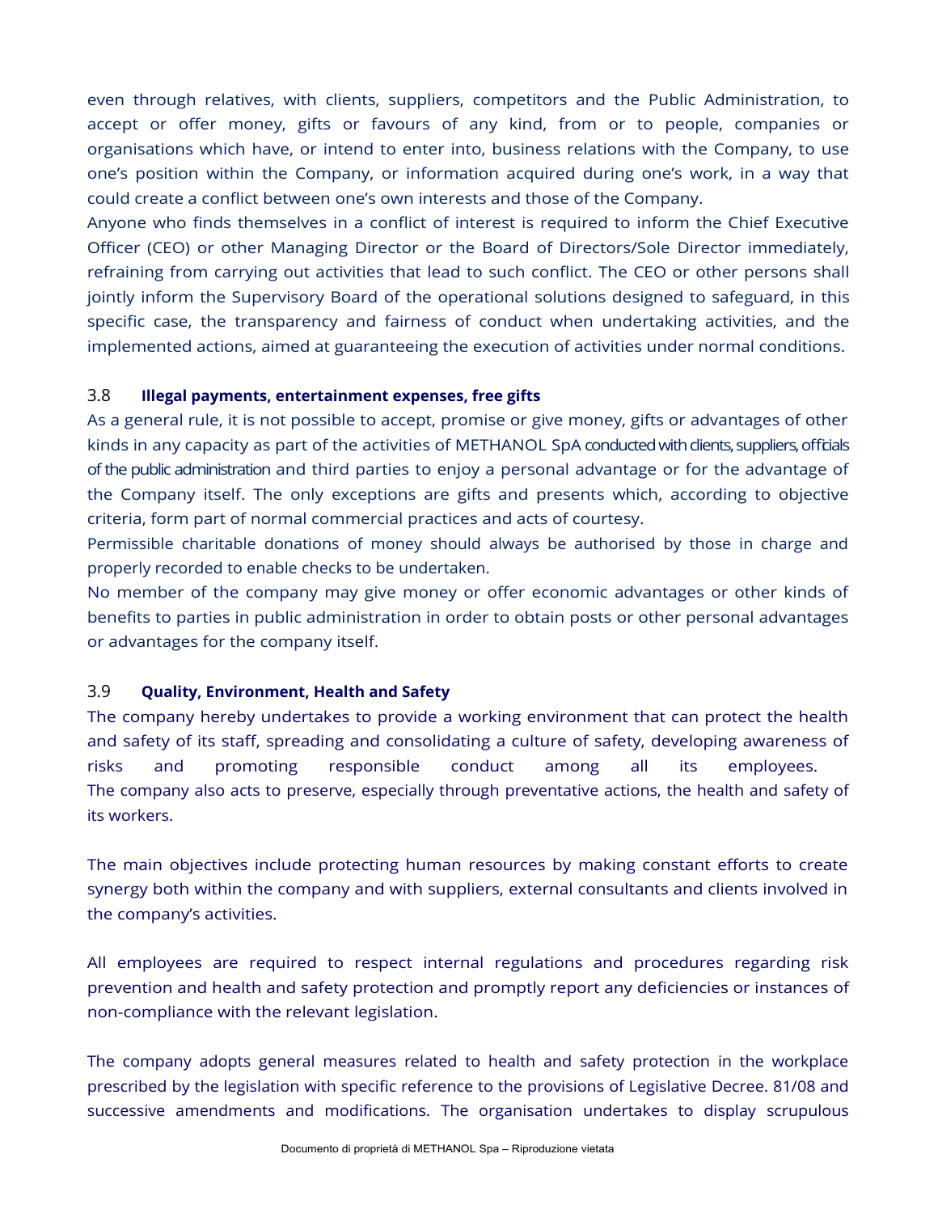even through relatives, with clients, suppliers, competitors and the Public Administration, to accept or offer money, gifts or favours of any kind, from or to people, companies or organisations which have, or intend to enter into, business relations with the Company, to use one's position within the Company, or information acquired during one's work, in a way that could create a conflict between one's own interests and those of the Company.

Anyone who finds themselves in a conflict of interest is required to inform the Chief Executive Officer (CEO) or other Managing Director or the Board of Directors/Sole Director immediately, refraining from carrying out activities that lead to such conflict. The CEO or other persons shall jointly inform the Supervisory Board of the operational solutions designed to safeguard, in this specific case, the transparency and fairness of conduct when undertaking activities, and the implemented actions, aimed at guaranteeing the execution of activities under normal conditions.

### 3.8 Illegal payments, entertainment expenses, free gifts

As a general rule, it is not possible to accept, promise or give money, gifts or advantages of other kinds in any capacity as part of the activities of METHANOL SpA conducted with clients, suppliers, officials of the public administration and third parties to enjoy a personal advantage or for the advantage of the Company itself. The only exceptions are gifts and presents which, according to objective criteria, form part of normal commercial practices and acts of courtesy.

Permissible charitable donations of money should always be authorised by those in charge and properly recorded to enable checks to be undertaken.

No member of the company may give money or offer economic advantages or other kinds of benefits to parties in public administration in order to obtain posts or other personal advantages or advantages for the company itself.

### 3.9 Quality, Environment, Health and Safety

The company hereby undertakes to provide a working environment that can protect the health and safety of its staff, spreading and consolidating a culture of safety, developing awareness of risks and promoting responsible conduct among all its employees.
The company also acts to preserve, especially through preventative actions, the health and safety of its workers.

The main objectives include protecting human resources by making constant efforts to create synergy both within the company and with suppliers, external consultants and clients involved in the company's activities.

All employees are required to respect internal regulations and procedures regarding risk prevention and health and safety protection and promptly report any deficiencies or instances of non-compliance with the relevant legislation.

The company adopts general measures related to health and safety protection in the workplace prescribed by the legislation with specific reference to the provisions of Legislative Decree. 81/08 and successive amendments and modifications. The organisation undertakes to display scrupulous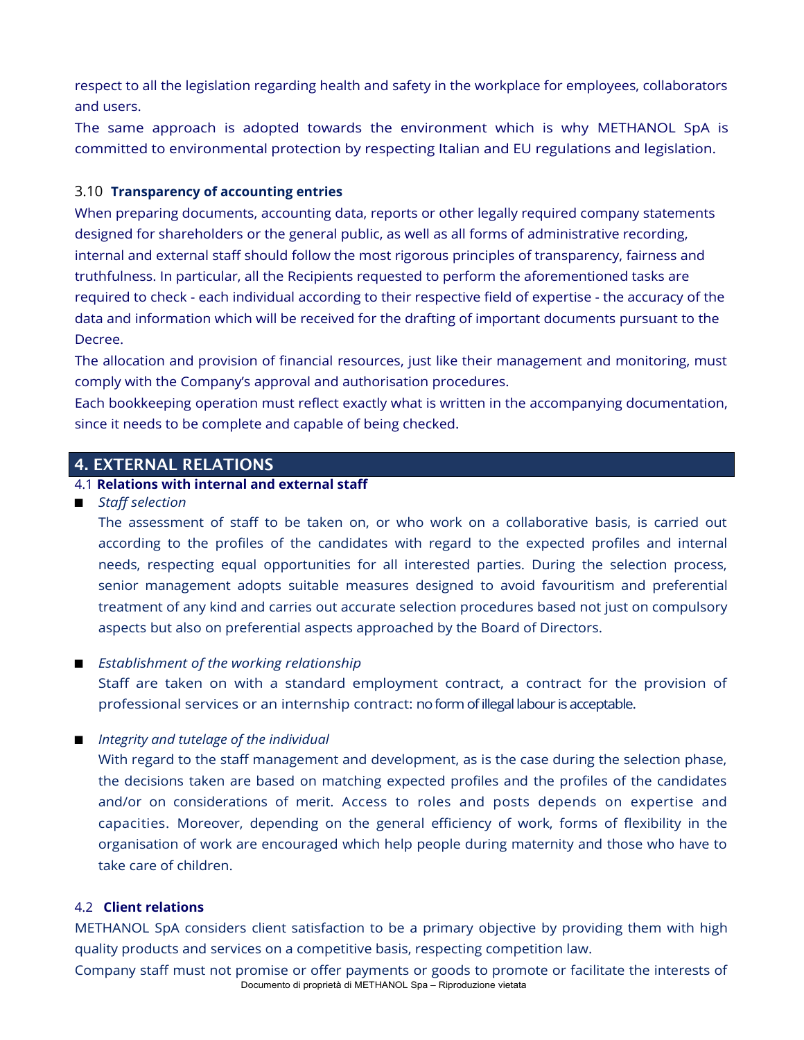respect to all the legislation regarding health and safety in the workplace for employees, collaborators and users.

The same approach is adopted towards the environment which is why METHANOL SpA is committed to environmental protection by respecting Italian and EU regulations and legislation.

### 3.10 Transparency of accounting entries

When preparing documents, accounting data, reports or other legally required company statements designed for shareholders or the general public, as well as all forms of administrative recording, internal and external staff should follow the most rigorous principles of transparency, fairness and truthfulness. In particular, all the Recipients requested to perform the aforementioned tasks are required to check - each individual according to their respective field of expertise - the accuracy of the data and information which will be received for the drafting of important documents pursuant to the Decree.

The allocation and provision of financial resources, just like their management and monitoring, must comply with the Company's approval and authorisation procedures.

Each bookkeeping operation must reflect exactly what is written in the accompanying documentation, since it needs to be complete and capable of being checked.

## 4. EXTERNAL RELATIONS

### 4.1 Relations with internal and external staff

- *Staff selection*

  The assessment of staff to be taken on, or who work on a collaborative basis, is carried out according to the profiles of the candidates with regard to the expected profiles and internal needs, respecting equal opportunities for all interested parties. During the selection process, senior management adopts suitable measures designed to avoid favouritism and preferential treatment of any kind and carries out accurate selection procedures based not just on compulsory aspects but also on preferential aspects approached by the Board of Directors.

- *Establishment of the working relationship*

  Staff are taken on with a standard employment contract, a contract for the provision of professional services or an internship contract: no form of illegal labour is acceptable.

- *Integrity and tutelage of the individual*

  With regard to the staff management and development, as is the case during the selection phase, the decisions taken are based on matching expected profiles and the profiles of the candidates and/or on considerations of merit. Access to roles and posts depends on expertise and capacities. Moreover, depending on the general efficiency of work, forms of flexibility in the organisation of work are encouraged which help people during maternity and those who have to take care of children.

### 4.2 Client relations

METHANOL SpA considers client satisfaction to be a primary objective by providing them with high quality products and services on a competitive basis, respecting competition law.

Company staff must not promise or offer payments or goods to promote or facilitate the interests of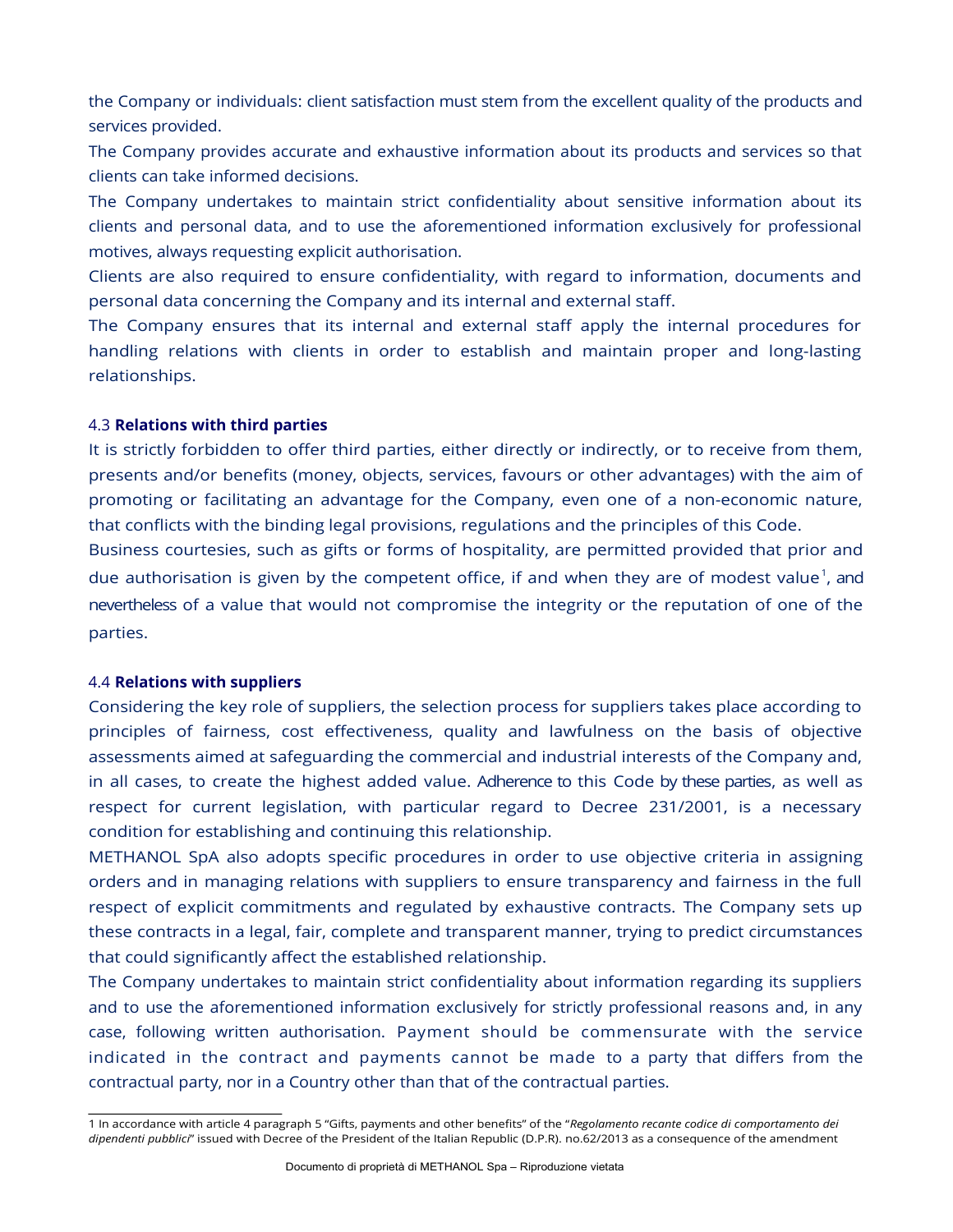the Company or individuals: client satisfaction must stem from the excellent quality of the products and services provided.

The Company provides accurate and exhaustive information about its products and services so that clients can take informed decisions.

The Company undertakes to maintain strict confidentiality about sensitive information about its clients and personal data, and to use the aforementioned information exclusively for professional motives, always requesting explicit authorisation.

Clients are also required to ensure confidentiality, with regard to information, documents and personal data concerning the Company and its internal and external staff.

The Company ensures that its internal and external staff apply the internal procedures for handling relations with clients in order to establish and maintain proper and long-lasting relationships.

### 4.3 **Relations with third parties**

It is strictly forbidden to offer third parties, either directly or indirectly, or to receive from them, presents and/or benefits (money, objects, services, favours or other advantages) with the aim of promoting or facilitating an advantage for the Company, even one of a non-economic nature, that conflicts with the binding legal provisions, regulations and the principles of this Code.

Business courtesies, such as gifts or forms of hospitality, are permitted provided that prior and due authorisation is given by the competent office, if and when they are of modest value[1], and nevertheless of a value that would not compromise the integrity or the reputation of one of the parties.

### 4.4 **Relations with suppliers**

Considering the key role of suppliers, the selection process for suppliers takes place according to principles of fairness, cost effectiveness, quality and lawfulness on the basis of objective assessments aimed at safeguarding the commercial and industrial interests of the Company and, in all cases, to create the highest added value. Adherence to this Code by these parties, as well as respect for current legislation, with particular regard to Decree 231/2001, is a necessary condition for establishing and continuing this relationship.

METHANOL SpA also adopts specific procedures in order to use objective criteria in assigning orders and in managing relations with suppliers to ensure transparency and fairness in the full respect of explicit commitments and regulated by exhaustive contracts. The Company sets up these contracts in a legal, fair, complete and transparent manner, trying to predict circumstances that could significantly affect the established relationship.

The Company undertakes to maintain strict confidentiality about information regarding its suppliers and to use the aforementioned information exclusively for strictly professional reasons and, in any case, following written authorisation. Payment should be commensurate with the service indicated in the contract and payments cannot be made to a party that differs from the contractual party, nor in a Country other than that of the contractual parties.

---

1 In accordance with article 4 paragraph 5 "Gifts, payments and other benefits" of the "*Regolamento recante codice di comportamento dei dipendenti pubblici*" issued with Decree of the President of the Italian Republic (D.P.R). no.62/2013 as a consequence of the amendment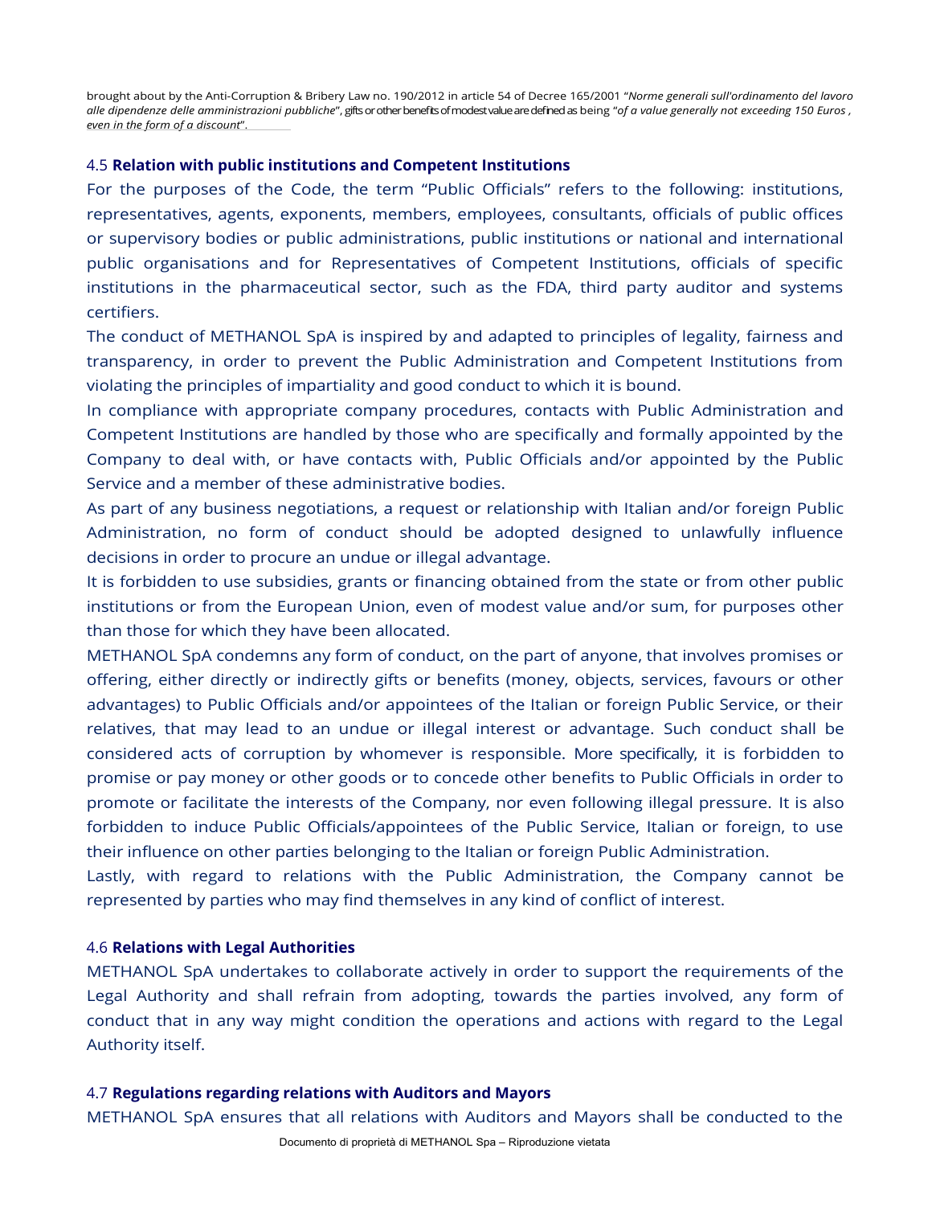brought about by the Anti-Corruption & Bribery Law no. 190/2012 in article 54 of Decree 165/2001 "*Norme generali sull'ordinamento del lavoro alle dipendenze delle amministrazioni pubbliche*", gifts or other benefits of modest value are defined as being "*of a value generally not exceeding 150 Euros , even in the form of a discount*".

### 4.5 **Relation with public institutions and Competent Institutions**

For the purposes of the Code, the term "Public Officials" refers to the following: institutions, representatives, agents, exponents, members, employees, consultants, officials of public offices or supervisory bodies or public administrations, public institutions or national and international public organisations and for Representatives of Competent Institutions, officials of specific institutions in the pharmaceutical sector, such as the FDA, third party auditor and systems certifiers.

The conduct of METHANOL SpA is inspired by and adapted to principles of legality, fairness and transparency, in order to prevent the Public Administration and Competent Institutions from violating the principles of impartiality and good conduct to which it is bound.

In compliance with appropriate company procedures, contacts with Public Administration and Competent Institutions are handled by those who are specifically and formally appointed by the Company to deal with, or have contacts with, Public Officials and/or appointed by the Public Service and a member of these administrative bodies.

As part of any business negotiations, a request or relationship with Italian and/or foreign Public Administration, no form of conduct should be adopted designed to unlawfully influence decisions in order to procure an undue or illegal advantage.

It is forbidden to use subsidies, grants or financing obtained from the state or from other public institutions or from the European Union, even of modest value and/or sum, for purposes other than those for which they have been allocated.

METHANOL SpA condemns any form of conduct, on the part of anyone, that involves promises or offering, either directly or indirectly gifts or benefits (money, objects, services, favours or other advantages) to Public Officials and/or appointees of the Italian or foreign Public Service, or their relatives, that may lead to an undue or illegal interest or advantage. Such conduct shall be considered acts of corruption by whomever is responsible. More specifically, it is forbidden to promise or pay money or other goods or to concede other benefits to Public Officials in order to promote or facilitate the interests of the Company, nor even following illegal pressure. It is also forbidden to induce Public Officials/appointees of the Public Service, Italian or foreign, to use their influence on other parties belonging to the Italian or foreign Public Administration.

Lastly, with regard to relations with the Public Administration, the Company cannot be represented by parties who may find themselves in any kind of conflict of interest.

### 4.6 **Relations with Legal Authorities**

METHANOL SpA undertakes to collaborate actively in order to support the requirements of the Legal Authority and shall refrain from adopting, towards the parties involved, any form of conduct that in any way might condition the operations and actions with regard to the Legal Authority itself.

### 4.7 **Regulations regarding relations with Auditors and Mayors**

METHANOL SpA ensures that all relations with Auditors and Mayors shall be conducted to the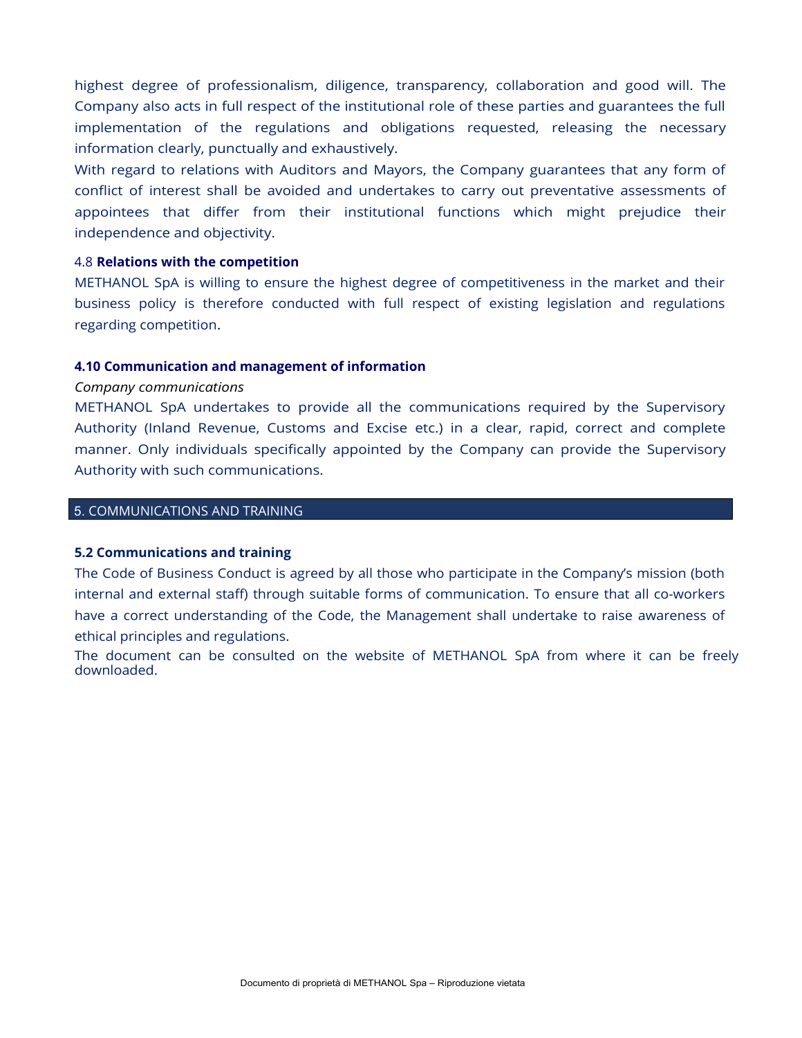highest degree of professionalism, diligence, transparency, collaboration and good will. The Company also acts in full respect of the institutional role of these parties and guarantees the full implementation of the regulations and obligations requested, releasing the necessary information clearly, punctually and exhaustively.

With regard to relations with Auditors and Mayors, the Company guarantees that any form of conflict of interest shall be avoided and undertakes to carry out preventative assessments of appointees that differ from their institutional functions which might prejudice their independence and objectivity.

### 4.8 **Relations with the competition**

METHANOL SpA is willing to ensure the highest degree of competitiveness in the market and their business policy is therefore conducted with full respect of existing legislation and regulations regarding competition.

### **4.10 Communication and management of information**

*Company communications*

METHANOL SpA undertakes to provide all the communications required by the Supervisory Authority (Inland Revenue, Customs and Excise etc.) in a clear, rapid, correct and complete manner. Only individuals specifically appointed by the Company can provide the Supervisory Authority with such communications.

## 5. COMMUNICATIONS AND TRAINING

### **5.2 Communications and training**

The Code of Business Conduct is agreed by all those who participate in the Company's mission (both internal and external staff) through suitable forms of communication. To ensure that all co-workers have a correct understanding of the Code, the Management shall undertake to raise awareness of ethical principles and regulations.

The document can be consulted on the website of METHANOL SpA from where it can be freely downloaded.